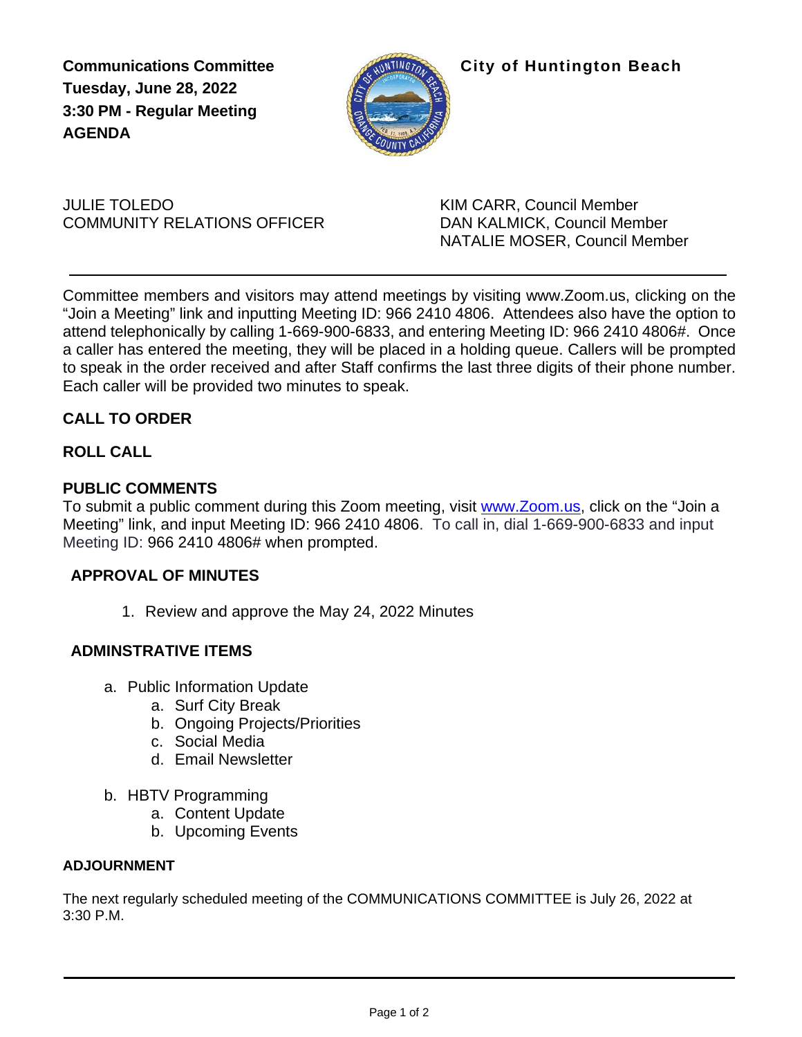**Communications Committee**
**Tuesday, June 28, 2022**
**3:30 PM - Regular Meeting**
**AGENDA**

**City of Huntington Beach**

JULIE TOLEDO
COMMUNITY RELATIONS OFFICER

KIM CARR, Council Member
DAN KALMICK, Council Member
NATALIE MOSER, Council Member

---

Committee members and visitors may attend meetings by visiting www.Zoom.us, clicking on the "Join a Meeting" link and inputting Meeting ID: 966 2410 4806. Attendees also have the option to attend telephonically by calling 1-669-900-6833, and entering Meeting ID: 966 2410 4806#. Once a caller has entered the meeting, they will be placed in a holding queue. Callers will be prompted to speak in the order received and after Staff confirms the last three digits of their phone number. Each caller will be provided two minutes to speak.

**CALL TO ORDER**

**ROLL CALL**

**PUBLIC COMMENTS**
To submit a public comment during this Zoom meeting, visit [www.Zoom.us](http://www.Zoom.us), click on the "Join a Meeting" link, and input Meeting ID: 966 2410 4806. To call in, dial 1-669-900-6833 and input Meeting ID: 966 2410 4806# when prompted.

**APPROVAL OF MINUTES**

1. Review and approve the May 24, 2022 Minutes

**ADMINSTRATIVE ITEMS**

a. Public Information Update
    a. Surf City Break
    b. Ongoing Projects/Priorities
    c. Social Media
    d. Email Newsletter

b. HBTV Programming
    a. Content Update
    b. Upcoming Events

**ADJOURNMENT**

The next regularly scheduled meeting of the COMMUNICATIONS COMMITTEE is July 26, 2022 at 3:30 P.M.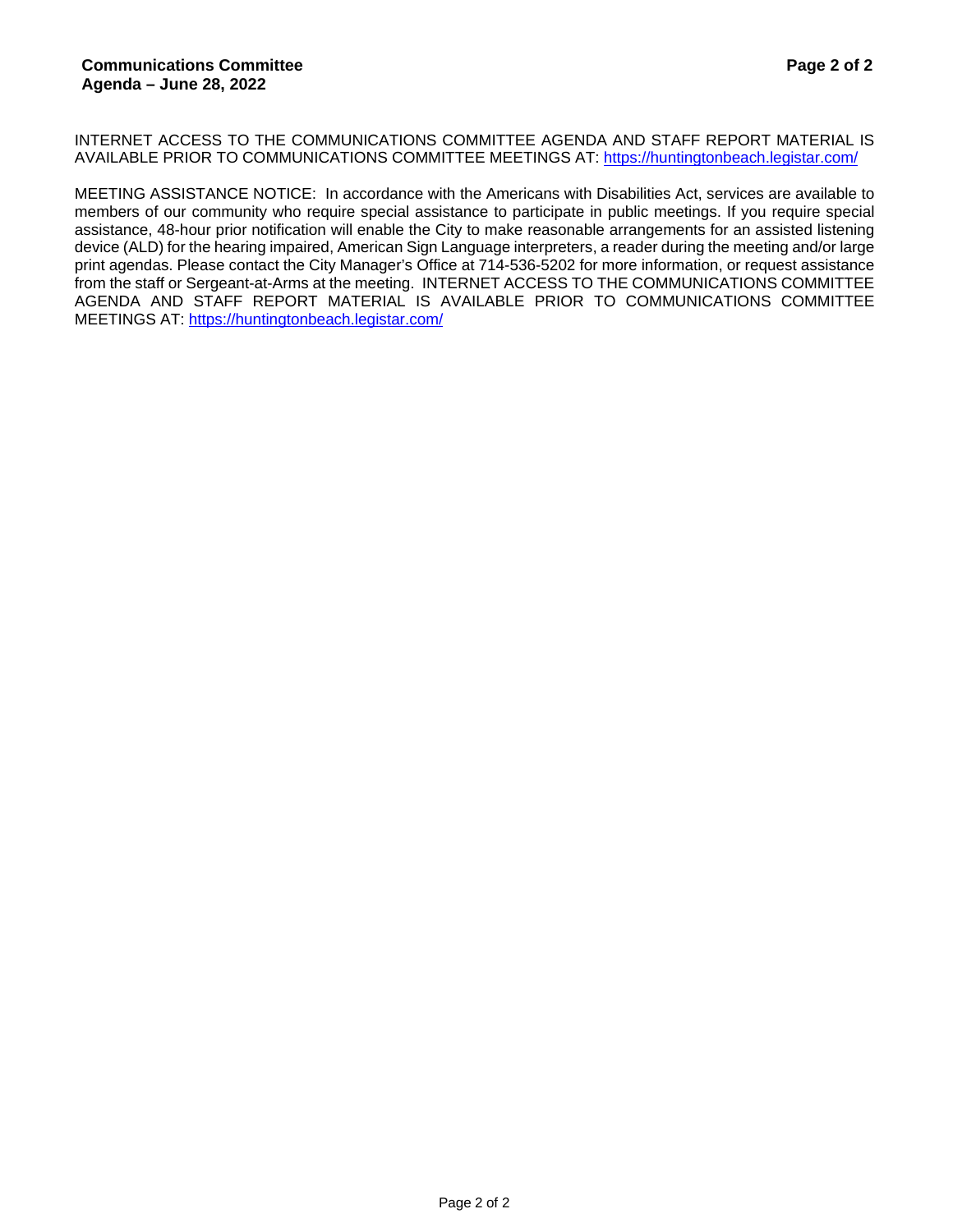INTERNET ACCESS TO THE COMMUNICATIONS COMMITTEE AGENDA AND STAFF REPORT MATERIAL IS AVAILABLE PRIOR TO COMMUNICATIONS COMMITTEE MEETINGS AT: https://huntingtonbeach.legistar.com/

MEETING ASSISTANCE NOTICE: In accordance with the Americans with Disabilities Act, services are available to members of our community who require special assistance to participate in public meetings. If you require special assistance, 48-hour prior notification will enable the City to make reasonable arrangements for an assisted listening device (ALD) for the hearing impaired, American Sign Language interpreters, a reader during the meeting and/or large print agendas. Please contact the City Manager's Office at 714-536-5202 for more information, or request assistance from the staff or Sergeant-at-Arms at the meeting. INTERNET ACCESS TO THE COMMUNICATIONS COMMITTEE AGENDA AND STAFF REPORT MATERIAL IS AVAILABLE PRIOR TO COMMUNICATIONS COMMITTEE MEETINGS AT: https://huntingtonbeach.legistar.com/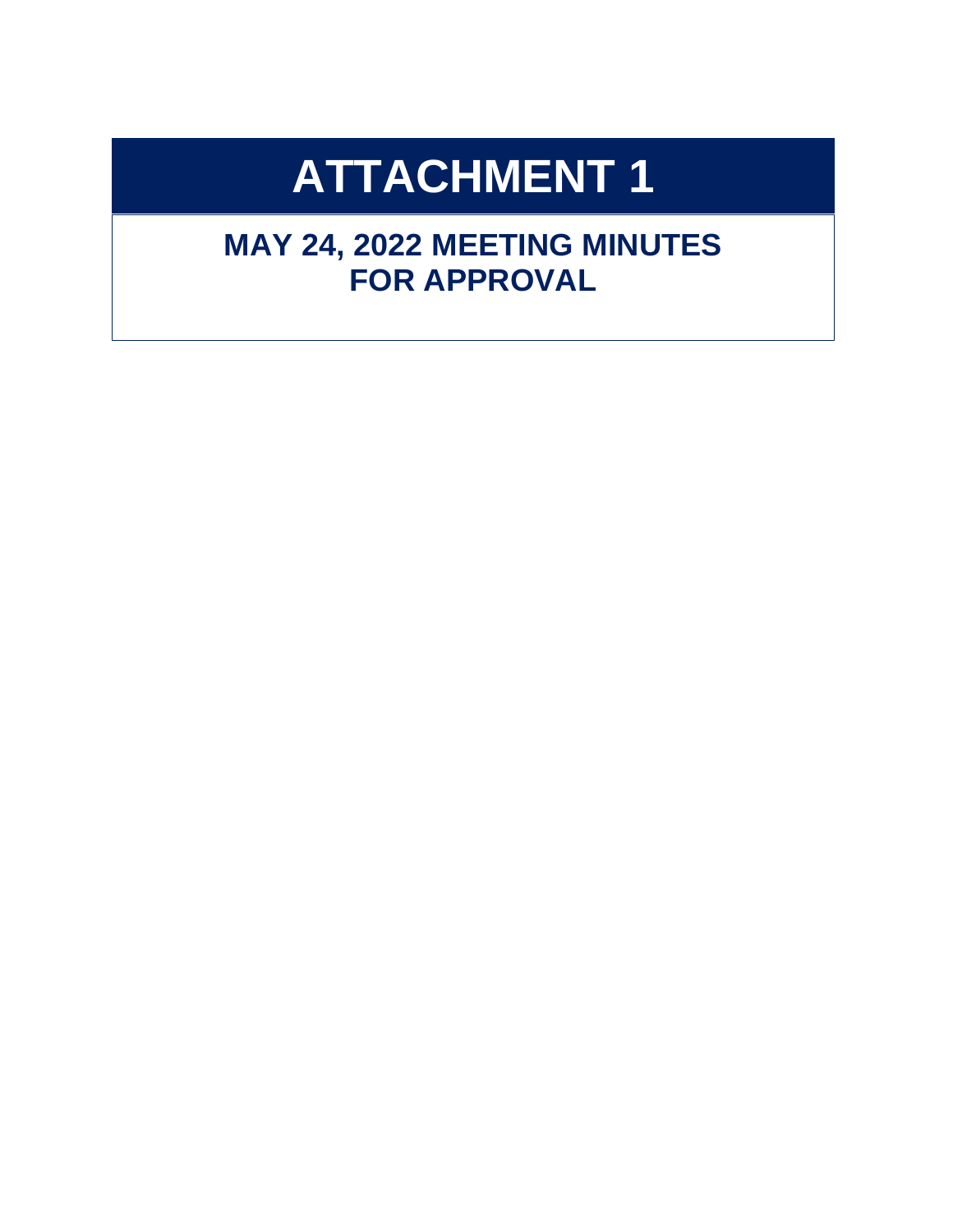# ATTACHMENT 1

## MAY 24, 2022 MEETING MINUTES FOR APPROVAL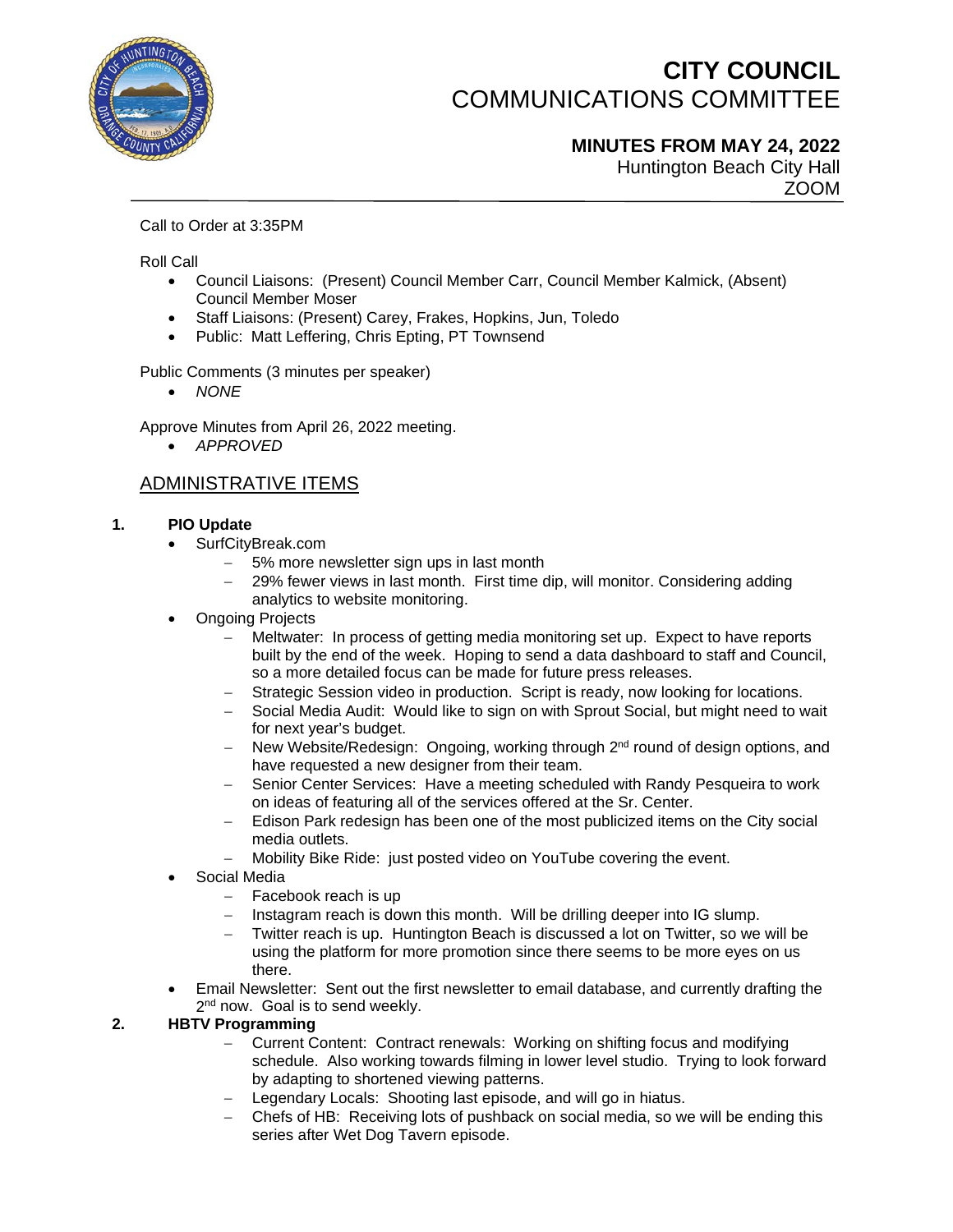# CITY COUNCIL
## COMMUNICATIONS COMMITTEE

**MINUTES FROM MAY 24, 2022**
Huntington Beach City Hall
ZOOM

---

Call to Order at 3:35PM

Roll Call

- Council Liaisons: (Present) Council Member Carr, Council Member Kalmick, (Absent) Council Member Moser
- Staff Liaisons: (Present) Carey, Frakes, Hopkins, Jun, Toledo
- Public: Matt Leffering, Chris Epting, PT Townsend

Public Comments (3 minutes per speaker)

- *NONE*

Approve Minutes from April 26, 2022 meeting.

- *APPROVED*

## ADMINISTRATIVE ITEMS

**1. PIO Update**

- SurfCityBreak.com
  - 5% more newsletter sign ups in last month
  - 29% fewer views in last month. First time dip, will monitor. Considering adding analytics to website monitoring.
- Ongoing Projects
  - Meltwater: In process of getting media monitoring set up. Expect to have reports built by the end of the week. Hoping to send a data dashboard to staff and Council, so a more detailed focus can be made for future press releases.
  - Strategic Session video in production. Script is ready, now looking for locations.
  - Social Media Audit: Would like to sign on with Sprout Social, but might need to wait for next year's budget.
  - New Website/Redesign: Ongoing, working through 2nd round of design options, and have requested a new designer from their team.
  - Senior Center Services: Have a meeting scheduled with Randy Pesqueira to work on ideas of featuring all of the services offered at the Sr. Center.
  - Edison Park redesign has been one of the most publicized items on the City social media outlets.
  - Mobility Bike Ride: just posted video on YouTube covering the event.
- Social Media
  - Facebook reach is up
  - Instagram reach is down this month. Will be drilling deeper into IG slump.
  - Twitter reach is up. Huntington Beach is discussed a lot on Twitter, so we will be using the platform for more promotion since there seems to be more eyes on us there.
- Email Newsletter: Sent out the first newsletter to email database, and currently drafting the 2nd now. Goal is to send weekly.

**2. HBTV Programming**

- Current Content: Contract renewals: Working on shifting focus and modifying schedule. Also working towards filming in lower level studio. Trying to look forward by adapting to shortened viewing patterns.
- Legendary Locals: Shooting last episode, and will go in hiatus.
- Chefs of HB: Receiving lots of pushback on social media, so we will be ending this series after Wet Dog Tavern episode.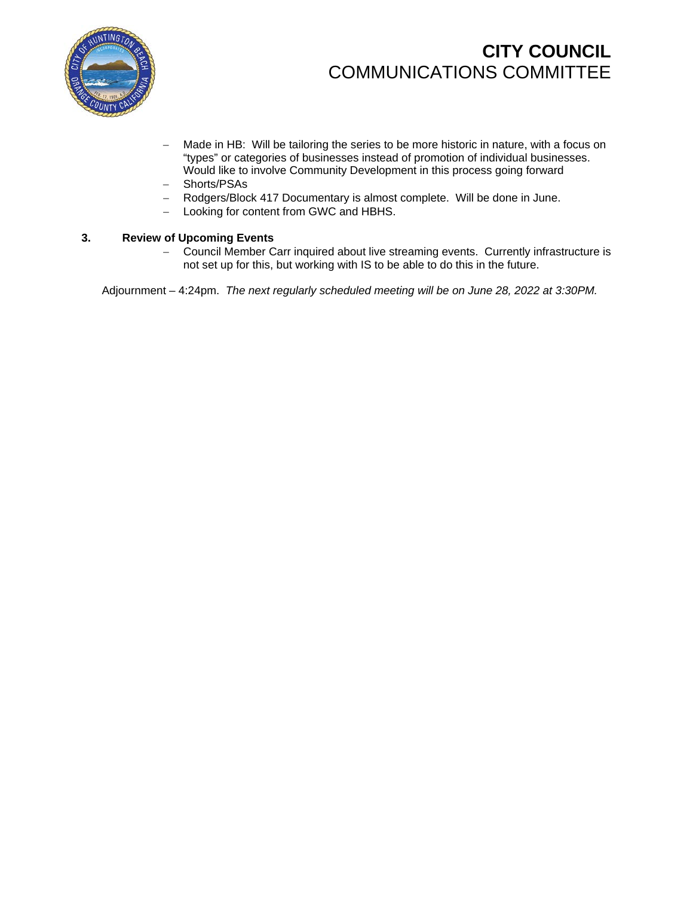- Made in HB: Will be tailoring the series to be more historic in nature, with a focus on "types" or categories of businesses instead of promotion of individual businesses. Would like to involve Community Development in this process going forward
- Shorts/PSAs
- Rodgers/Block 417 Documentary is almost complete. Will be done in June.
- Looking for content from GWC and HBHS.

**3. Review of Upcoming Events**

- Council Member Carr inquired about live streaming events. Currently infrastructure is not set up for this, but working with IS to be able to do this in the future.

Adjournment – 4:24pm. *The next regularly scheduled meeting will be on June 28, 2022 at 3:30PM.*